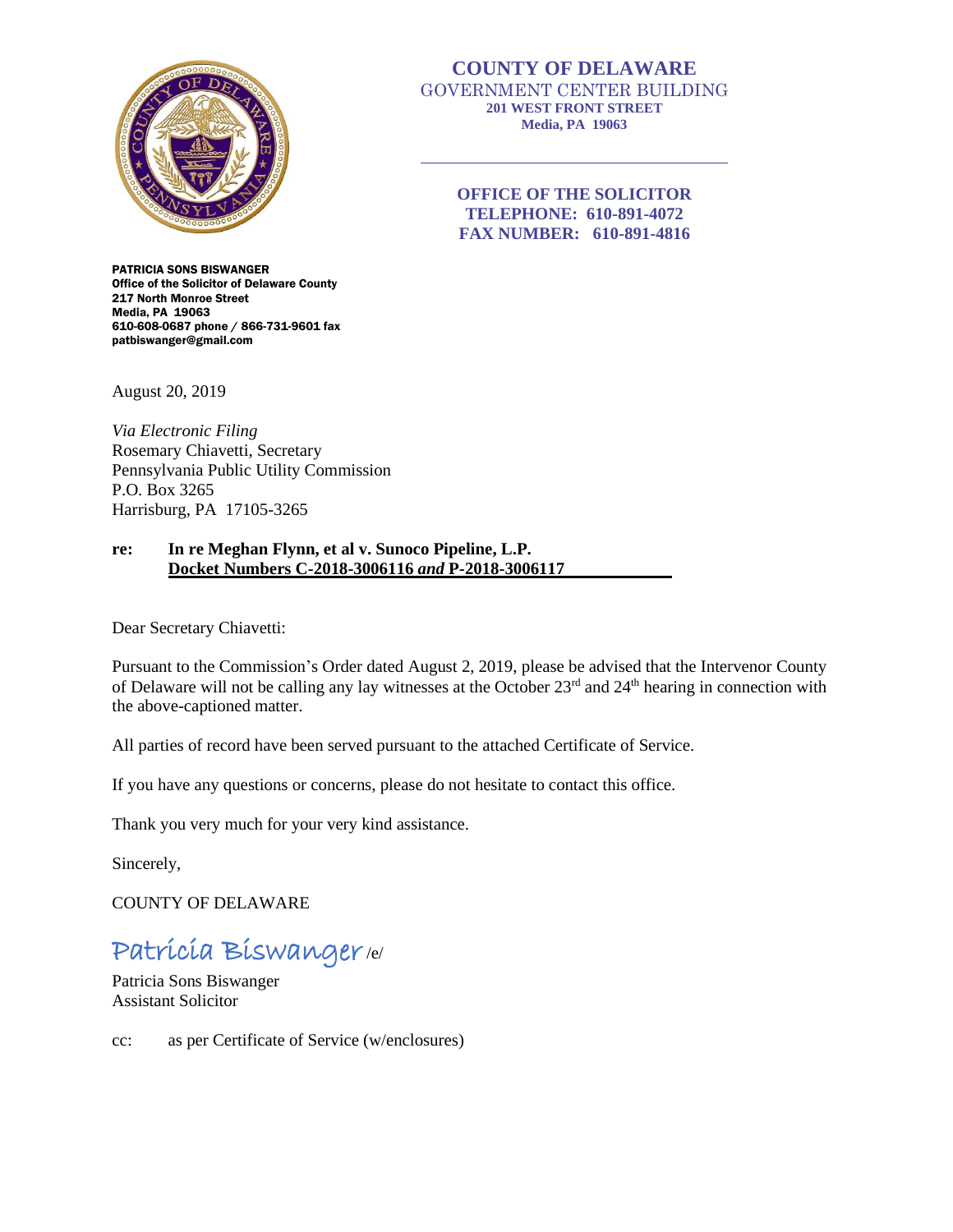**COUNTY OF DELAWARE**
GOVERNMENT CENTER BUILDING
**201 WEST FRONT STREET**
**Media, PA 19063**

**OFFICE OF THE SOLICITOR**
**TELEPHONE: 610-891-4072**
**FAX NUMBER: 610-891-4816**

**PATRICIA SONS BISWANGER**
**Office of the Solicitor of Delaware County**
**217 North Monroe Street**
**Media, PA 19063**
**610-608-0687 phone / 866-731-9601 fax**
**patbiswanger@gmail.com**

August 20, 2019

*Via Electronic Filing*
Rosemary Chiavetti, Secretary
Pennsylvania Public Utility Commission
P.O. Box 3265
Harrisburg, PA 17105-3265

**re: In re Meghan Flynn, et al v. Sunoco Pipeline, L.P.**
**Docket Numbers C-2018-3006116 *and* P-2018-3006117**

Dear Secretary Chiavetti:

Pursuant to the Commission's Order dated August 2, 2019, please be advised that the Intervenor County of Delaware will not be calling any lay witnesses at the October 23rd and 24th hearing in connection with the above-captioned matter.

All parties of record have been served pursuant to the attached Certificate of Service.

If you have any questions or concerns, please do not hesitate to contact this office.

Thank you very much for your very kind assistance.

Sincerely,

COUNTY OF DELAWARE

Patricia Biswanger /e/

Patricia Sons Biswanger
Assistant Solicitor

cc: as per Certificate of Service (w/enclosures)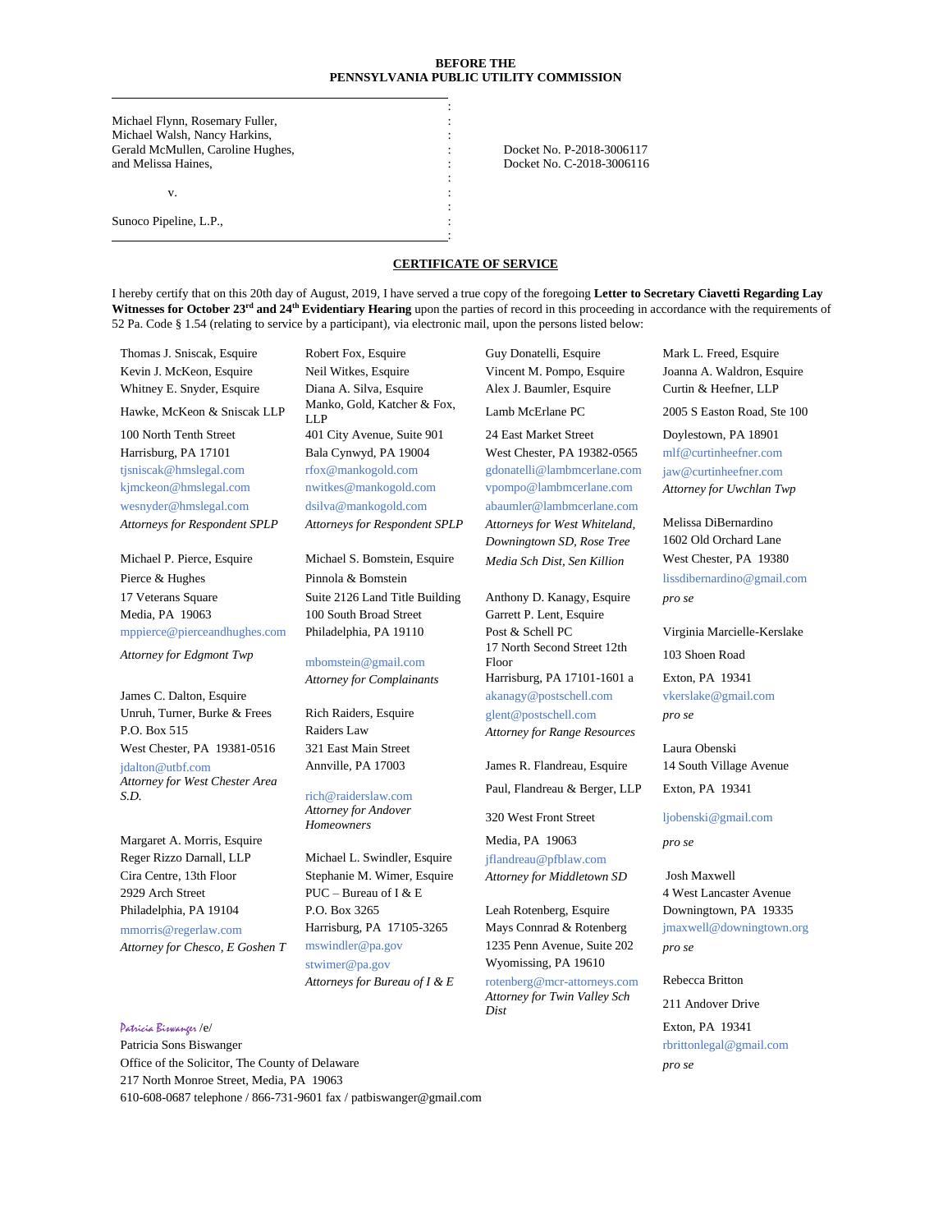**BEFORE THE**
**PENNSYLVANIA PUBLIC UTILITY COMMISSION**

| | |
|---|---|
| Michael Flynn, Rosemary Fuller, Michael Walsh, Nancy Harkins, Gerald McMullen, Caroline Hughes, and Melissa Haines, | Docket No. P-2018-3006117 |
| v. | Docket No. C-2018-3006116 |
| Sunoco Pipeline, L.P., | |

**CERTIFICATE OF SERVICE**

I hereby certify that on this 20th day of August, 2019, I have served a true copy of the foregoing **Letter to Secretary Ciavetti Regarding Lay Witnesses for October 23rd and 24th Evidentiary Hearing** upon the parties of record in this proceeding in accordance with the requirements of 52 Pa. Code § 1.54 (relating to service by a participant), via electronic mail, upon the persons listed below:

Thomas J. Sniscak, Esquire
Kevin J. McKeon, Esquire
Whitney E. Snyder, Esquire
Hawke, McKeon & Sniscak LLP
100 North Tenth Street
Harrisburg, PA 17101
tjsniscak@hmslegal.com
kjmckeon@hmslegal.com
wesnyder@hmslegal.com
*Attorneys for Respondent SPLP*

Michael P. Pierce, Esquire
Pierce & Hughes
17 Veterans Square
Media, PA 19063
mppierce@pierceandhughes.com
*Attorney for Edgmont Twp*

James C. Dalton, Esquire
Unruh, Turner, Burke & Frees
P.O. Box 515
West Chester, PA 19381-0516
jdalton@utbf.com
*Attorney for West Chester Area S.D.*

Margaret A. Morris, Esquire
Reger Rizzo Darnall, LLP
Cira Centre, 13th Floor
2929 Arch Street
Philadelphia, PA 19104
mmorris@regerlaw.com
*Attorney for Chesco, E Goshen T*

Robert Fox, Esquire
Neil Witkes, Esquire
Diana A. Silva, Esquire
Manko, Gold, Katcher & Fox, LLP
401 City Avenue, Suite 901
Bala Cynwyd, PA 19004
rfox@mankogold.com
nwitkes@mankogold.com
dsilva@mankogold.com
*Attorneys for Respondent SPLP*

Michael S. Bomstein, Esquire
Pinnola & Bomstein
Suite 2126 Land Title Building
100 South Broad Street
Philadelphia, PA 19110
mbomstein@gmail.com
*Attorney for Complainants*

Rich Raiders, Esquire
Raiders Law
321 East Main Street
Annville, PA 17003
rich@raiderslaw.com
*Attorney for Andover Homeowners*

Michael L. Swindler, Esquire
Stephanie M. Wimer, Esquire
PUC – Bureau of I & E
P.O. Box 3265
Harrisburg, PA 17105-3265
mswindler@pa.gov
stwimer@pa.gov
*Attorneys for Bureau of I & E*

Guy Donatelli, Esquire
Vincent M. Pompo, Esquire
Alex J. Baumler, Esquire
Lamb McErlane PC
24 East Market Street
West Chester, PA 19382-0565
gdonatelli@lambmcerlane.com
vpompo@lambmcerlane.com
abaumler@lambmcerlane.com
*Attorneys for West Whiteland, Downingtown SD, Rose Tree Media Sch Dist, Sen Killion*

Anthony D. Kanagy, Esquire
Garrett P. Lent, Esquire
Post & Schell PC
17 North Second Street 12th Floor
Harrisburg, PA 17101-1601 a
akanagy@postschell.com
glent@postschell.com
*Attorney for Range Resources*

James R. Flandreau, Esquire
Paul, Flandreau & Berger, LLP
320 West Front Street
Media, PA 19063
jflandreau@pfblaw.com
*Attorney for Middletown SD*

Leah Rotenberg, Esquire
Mays Connrad & Rotenberg
1235 Penn Avenue, Suite 202
Wyomissing, PA 19610
rotenberg@mcr-attorneys.com
*Attorney for Twin Valley Sch Dist*

Mark L. Freed, Esquire
Joanna A. Waldron, Esquire
Curtin & Heefner, LLP
2005 S Easton Road, Ste 100
Doylestown, PA 18901
mlf@curtinheefner.com
jaw@curtinheefner.com
*Attorney for Uwchlan Twp*

Melissa DiBernardino
1602 Old Orchard Lane
West Chester, PA 19380
lissdibernardino@gmail.com
*pro se*

Virginia Marcielle-Kerslake
103 Shoen Road
Exton, PA 19341
vkerslake@gmail.com
*pro se*

Laura Obenski
14 South Village Avenue
Exton, PA 19341
ljobenski@gmail.com
*pro se*

Josh Maxwell
4 West Lancaster Avenue
Downingtown, PA 19335
jmaxwell@downingtown.org
*pro se*

Rebecca Britton
211 Andover Drive
Exton, PA 19341
rbrittonlegal@gmail.com
*pro se*

*Patricia Biswanger* /e/
Patricia Sons Biswanger
Office of the Solicitor, The County of Delaware
217 North Monroe Street, Media, PA 19063
610-608-0687 telephone / 866-731-9601 fax / patbiswanger@gmail.com